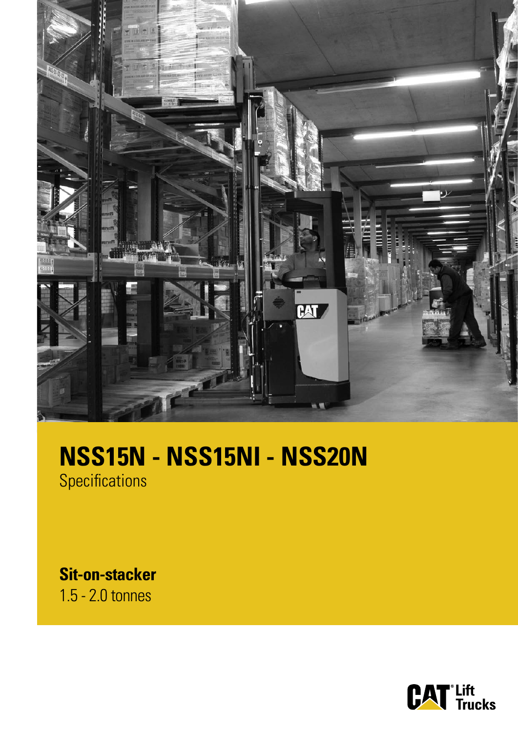# NSS15N - NSS15NI - NSS20N

Specifications

**Sit-on-stacker**

1.5 - 2.0 tonnes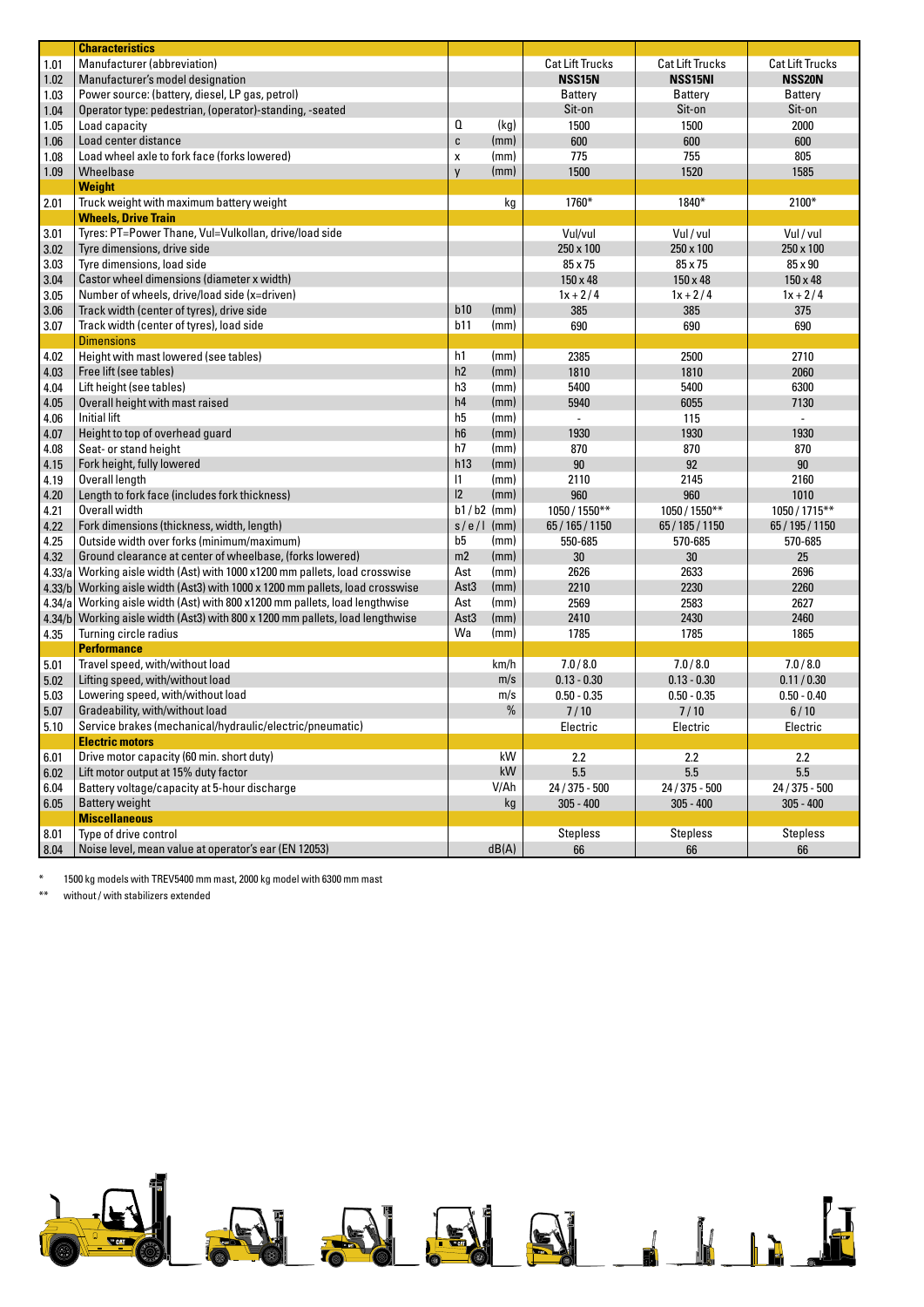| | Characteristics | | | | | |
|---|---|---|---|---|---|---|
| 1.01 | Manufacturer (abbreviation) | | | Cat Lift Trucks | Cat Lift Trucks | Cat Lift Trucks |
| 1.02 | Manufacturer's model designation | | | **NSS15N** | **NSS15NI** | **NSS20N** |
| 1.03 | Power source: (battery, diesel, LP gas, petrol) | | | Battery | Battery | Battery |
| 1.04 | Operator type: pedestrian, (operator)-standing, -seated | | | Sit-on | Sit-on | Sit-on |
| 1.05 | Load capacity | Q | (kg) | 1500 | 1500 | 2000 |
| 1.06 | Load center distance | c | (mm) | 600 | 600 | 600 |
| 1.08 | Load wheel axle to fork face (forks lowered) | x | (mm) | 775 | 755 | 805 |
| 1.09 | Wheelbase | y | (mm) | 1500 | 1520 | 1585 |
| | **Weight** | | | | | |
| 2.01 | Truck weight with maximum battery weight | | kg | 1760* | 1840* | 2100* |
| | **Wheels, Drive Train** | | | | | |
| 3.01 | Tyres: PT=Power Thane, Vul=Vulkollan, drive/load side | | | Vul/vul | Vul / vul | Vul / vul |
| 3.02 | Tyre dimensions, drive side | | | 250 x 100 | 250 x 100 | 250 x 100 |
| 3.03 | Tyre dimensions, load side | | | 85 x 75 | 85 x 75 | 85 x 90 |
| 3.04 | Castor wheel dimensions (diameter x width) | | | 150 x 48 | 150 x 48 | 150 x 48 |
| 3.05 | Number of wheels, drive/load side (x=driven) | | | 1x + 2 / 4 | 1x + 2 / 4 | 1x + 2 / 4 |
| 3.06 | Track width (center of tyres), drive side | b10 | (mm) | 385 | 385 | 375 |
| 3.07 | Track width (center of tyres), load side | b11 | (mm) | 690 | 690 | 690 |
| | **Dimensions** | | | | | |
| 4.02 | Height with mast lowered (see tables) | h1 | (mm) | 2385 | 2500 | 2710 |
| 4.03 | Free lift (see tables) | h2 | (mm) | 1810 | 1810 | 2060 |
| 4.04 | Lift height (see tables) | h3 | (mm) | 5400 | 5400 | 6300 |
| 4.05 | Overall height with mast raised | h4 | (mm) | 5940 | 6055 | 7130 |
| 4.06 | Initial lift | h5 | (mm) | - | 115 | - |
| 4.07 | Height to top of overhead guard | h6 | (mm) | 1930 | 1930 | 1930 |
| 4.08 | Seat- or stand height | h7 | (mm) | 870 | 870 | 870 |
| 4.15 | Fork height, fully lowered | h13 | (mm) | 90 | 92 | 90 |
| 4.19 | Overall length | l1 | (mm) | 2110 | 2145 | 2160 |
| 4.20 | Length to fork face (includes fork thickness) | l2 | (mm) | 960 | 960 | 1010 |
| 4.21 | Overall width | b1 / b2 | (mm) | 1050 / 1550** | 1050 / 1550** | 1050 / 1715** |
| 4.22 | Fork dimensions (thickness, width, length) | s / e / l | (mm) | 65 / 165 / 1150 | 65 / 185 / 1150 | 65 / 195 / 1150 |
| 4.25 | Outside width over forks (minimum/maximum) | b5 | (mm) | 550-685 | 570-685 | 570-685 |
| 4.32 | Ground clearance at center of wheelbase, (forks lowered) | m2 | (mm) | 30 | 30 | 25 |
| 4.33/a | Working aisle width (Ast) with 1000 x1200 mm pallets, load crosswise | Ast | (mm) | 2626 | 2633 | 2696 |
| 4.33/b | Working aisle width (Ast3) with 1000 x 1200 mm pallets, load crosswise | Ast3 | (mm) | 2210 | 2230 | 2260 |
| 4.34/a | Working aisle width (Ast) with 800 x1200 mm pallets, load lengthwise | Ast | (mm) | 2569 | 2583 | 2627 |
| 4.34/b | Working aisle width (Ast3) with 800 x 1200 mm pallets, load lengthwise | Ast3 | (mm) | 2410 | 2430 | 2460 |
| 4.35 | Turning circle radius | Wa | (mm) | 1785 | 1785 | 1865 |
| | **Performance** | | | | | |
| 5.01 | Travel speed, with/without load | | km/h | 7.0 / 8.0 | 7.0 / 8.0 | 7.0 / 8.0 |
| 5.02 | Lifting speed, with/without load | | m/s | 0.13 - 0.30 | 0.13 - 0.30 | 0.11 / 0.30 |
| 5.03 | Lowering speed, with/without load | | m/s | 0.50 - 0.35 | 0.50 - 0.35 | 0.50 - 0.40 |
| 5.07 | Gradeability, with/without load | | % | 7 / 10 | 7 / 10 | 6 / 10 |
| 5.10 | Service brakes (mechanical/hydraulic/electric/pneumatic) | | | Electric | Electric | Electric |
| | **Electric motors** | | | | | |
| 6.01 | Drive motor capacity (60 min. short duty) | | kW | 2.2 | 2.2 | 2.2 |
| 6.02 | Lift motor output at 15% duty factor | | kW | 5.5 | 5.5 | 5.5 |
| 6.04 | Battery voltage/capacity at 5-hour discharge | | V/Ah | 24 / 375 - 500 | 24 / 375 - 500 | 24 / 375 - 500 |
| 6.05 | Battery weight | | kg | 305 - 400 | 305 - 400 | 305 - 400 |
| | **Miscellaneous** | | | | | |
| 8.01 | Type of drive control | | | Stepless | Stepless | Stepless |
| 8.04 | Noise level, mean value at operator's ear (EN 12053) | | dB(A) | 66 | 66 | 66 |

\* 1500 kg models with TREV5400 mm mast, 2000 kg model with 6300 mm mast

\*\* without / with stabilizers extended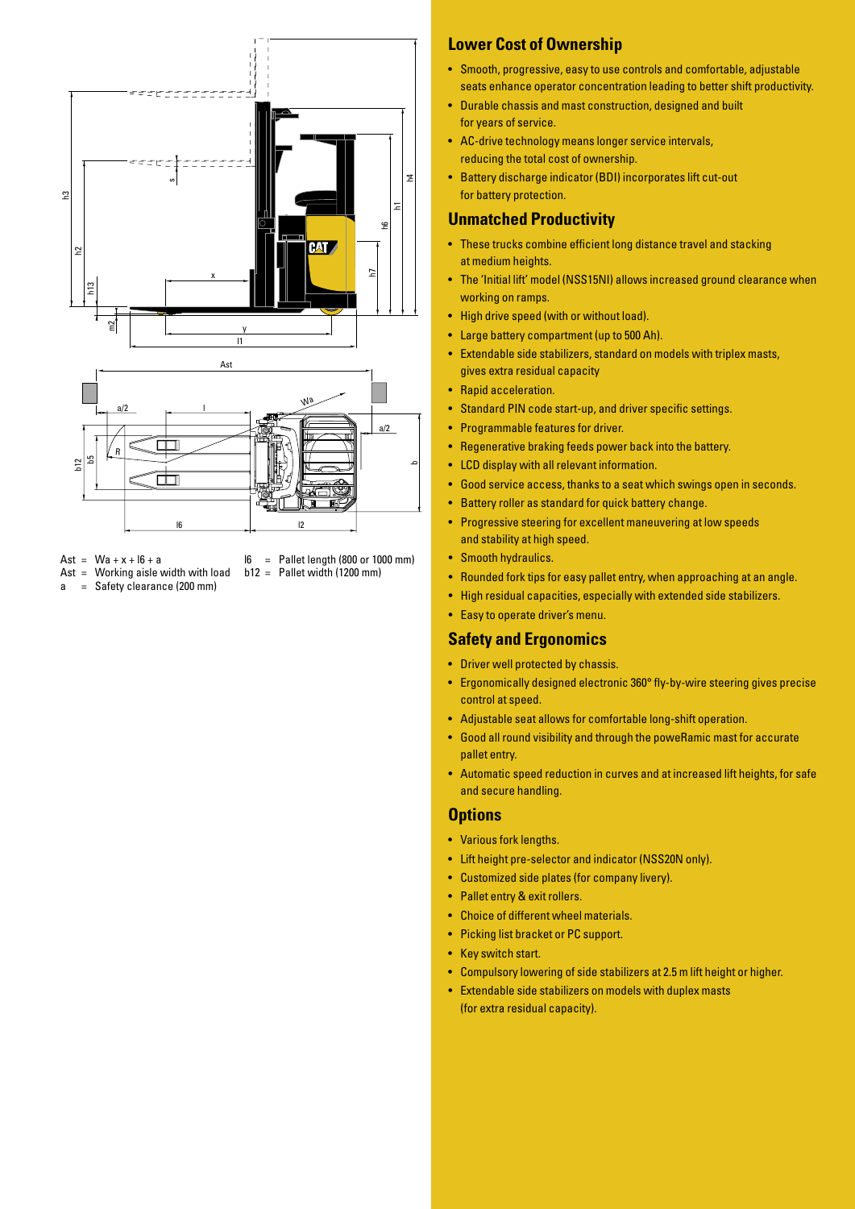Ast = Wa + x + l6 + a
Ast = Working aisle width with load
a = Safety clearance (200 mm)

l6 = Pallet length (800 or 1000 mm)
b12 = Pallet width (1200 mm)

## Lower Cost of Ownership

- Smooth, progressive, easy to use controls and comfortable, adjustable seats enhance operator concentration leading to better shift productivity.
- Durable chassis and mast construction, designed and built for years of service.
- AC-drive technology means longer service intervals, reducing the total cost of ownership.
- Battery discharge indicator (BDI) incorporates lift cut-out for battery protection.

## Unmatched Productivity

- These trucks combine efficient long distance travel and stacking at medium heights.
- The 'Initial lift' model (NSS15NI) allows increased ground clearance when working on ramps.
- High drive speed (with or without load).
- Large battery compartment (up to 500 Ah).
- Extendable side stabilizers, standard on models with triplex masts, gives extra residual capacity
- Rapid acceleration.
- Standard PIN code start-up, and driver specific settings.
- Programmable features for driver.
- Regenerative braking feeds power back into the battery.
- LCD display with all relevant information.
- Good service access, thanks to a seat which swings open in seconds.
- Battery roller as standard for quick battery change.
- Progressive steering for excellent maneuvering at low speeds and stability at high speed.
- Smooth hydraulics.
- Rounded fork tips for easy pallet entry, when approaching at an angle.
- High residual capacities, especially with extended side stabilizers.
- Easy to operate driver's menu.

## Safety and Ergonomics

- Driver well protected by chassis.
- Ergonomically designed electronic 360° fly-by-wire steering gives precise control at speed.
- Adjustable seat allows for comfortable long-shift operation.
- Good all round visibility and through the poweRamic mast for accurate pallet entry.
- Automatic speed reduction in curves and at increased lift heights, for safe and secure handling.

## Options

- Various fork lengths.
- Lift height pre-selector and indicator (NSS20N only).
- Customized side plates (for company livery).
- Pallet entry & exit rollers.
- Choice of different wheel materials.
- Picking list bracket or PC support.
- Key switch start.
- Compulsory lowering of side stabilizers at 2.5 m lift height or higher.
- Extendable side stabilizers on models with duplex masts (for extra residual capacity).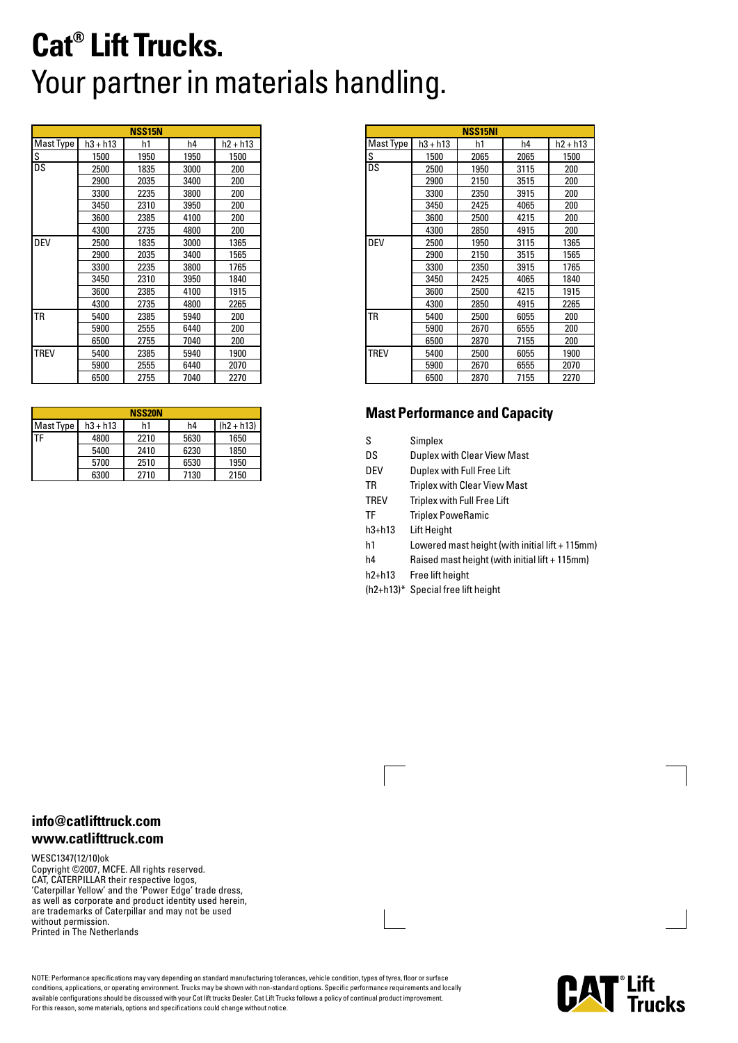# Cat® Lift Trucks.

## Your partner in materials handling.

| NSS15N | | | | |
|---|---|---|---|---|
| Mast Type | h3 + h13 | h1 | h4 | h2 + h13 |
| S | 1500 | 1950 | 1950 | 1500 |
| DS | 2500 | 1835 | 3000 | 200 |
| | 2900 | 2035 | 3400 | 200 |
| | 3300 | 2235 | 3800 | 200 |
| | 3450 | 2310 | 3950 | 200 |
| | 3600 | 2385 | 4100 | 200 |
| | 4300 | 2735 | 4800 | 200 |
| DEV | 2500 | 1835 | 3000 | 1365 |
| | 2900 | 2035 | 3400 | 1565 |
| | 3300 | 2235 | 3800 | 1765 |
| | 3450 | 2310 | 3950 | 1840 |
| | 3600 | 2385 | 4100 | 1915 |
| | 4300 | 2735 | 4800 | 2265 |
| TR | 5400 | 2385 | 5940 | 200 |
| | 5900 | 2555 | 6440 | 200 |
| | 6500 | 2755 | 7040 | 200 |
| TREV | 5400 | 2385 | 5940 | 1900 |
| | 5900 | 2555 | 6440 | 2070 |
| | 6500 | 2755 | 7040 | 2270 |

| NSS20N | | | | |
|---|---|---|---|---|
| Mast Type | h3 + h13 | h1 | h4 | (h2 + h13) |
| TF | 4800 | 2210 | 5630 | 1650 |
| | 5400 | 2410 | 6230 | 1850 |
| | 5700 | 2510 | 6530 | 1950 |
| | 6300 | 2710 | 7130 | 2150 |

| NSS15NI | | | | |
|---|---|---|---|---|
| Mast Type | h3 + h13 | h1 | h4 | h2 + h13 |
| S | 1500 | 2065 | 2065 | 1500 |
| DS | 2500 | 1950 | 3115 | 200 |
| | 2900 | 2150 | 3515 | 200 |
| | 3300 | 2350 | 3915 | 200 |
| | 3450 | 2425 | 4065 | 200 |
| | 3600 | 2500 | 4215 | 200 |
| | 4300 | 2850 | 4915 | 200 |
| DEV | 2500 | 1950 | 3115 | 1365 |
| | 2900 | 2150 | 3515 | 1565 |
| | 3300 | 2350 | 3915 | 1765 |
| | 3450 | 2425 | 4065 | 1840 |
| | 3600 | 2500 | 4215 | 1915 |
| | 4300 | 2850 | 4915 | 2265 |
| TR | 5400 | 2500 | 6055 | 200 |
| | 5900 | 2670 | 6555 | 200 |
| | 6500 | 2870 | 7155 | 200 |
| TREV | 5400 | 2500 | 6055 | 1900 |
| | 5900 | 2670 | 6555 | 2070 |
| | 6500 | 2870 | 7155 | 2270 |

### Mast Performance and Capacity

| | |
|---|---|
| S | Simplex |
| DS | Duplex with Clear View Mast |
| DEV | Duplex with Full Free Lift |
| TR | Triplex with Clear View Mast |
| TREV | Triplex with Full Free Lift |
| TF | Triplex PoweRamic |
| h3+h13 | Lift Height |
| h1 | Lowered mast height (with initial lift + 115mm) |
| h4 | Raised mast height (with initial lift + 115mm) |
| h2+h13 | Free lift height |
| (h2+h13)* | Special free lift height |

**info@catlifttruck.com**
**www.catlifttruck.com**

WESC1347(12/10)ok
Copyright ©2007, MCFE. All rights reserved.
CAT, CATERPILLAR their respective logos, 'Caterpillar Yellow' and the 'Power Edge' trade dress, as well as corporate and product identity used herein, are trademarks of Caterpillar and may not be used without permission.
Printed in The Netherlands

NOTE: Performance specifications may vary depending on standard manufacturing tolerances, vehicle condition, types of tyres, floor or surface conditions, applications, or operating environment. Trucks may be shown with non-standard options. Specific performance requirements and locally available configurations should be discussed with your Cat lift trucks Dealer. Cat Lift Trucks follows a policy of continual product improvement. For this reason, some materials, options and specifications could change without notice.

CAT® Lift Trucks